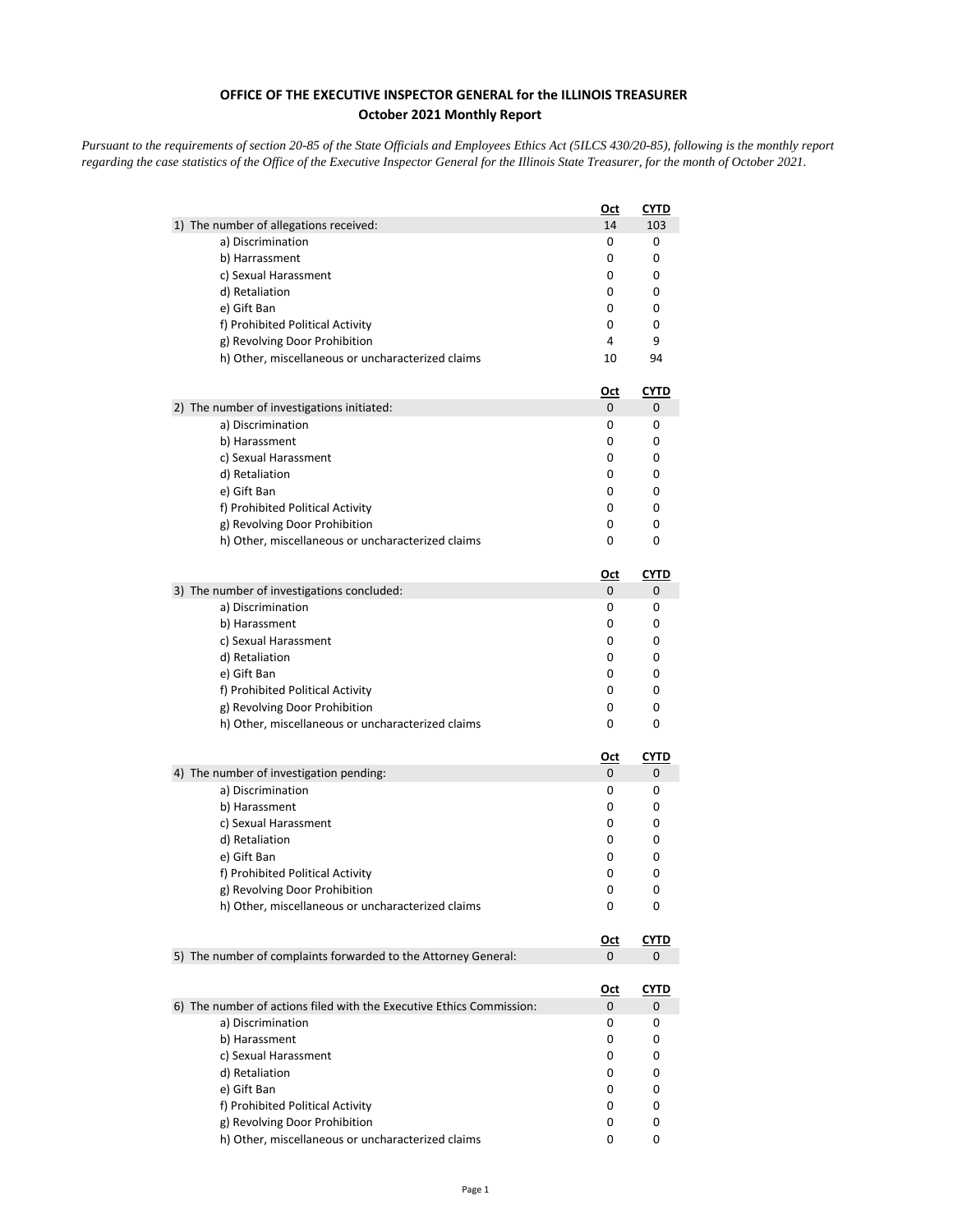**OFFICE OF THE EXECUTIVE INSPECTOR GENERAL for the ILLINOIS TREASURER**
**October 2021 Monthly Report**

*Pursuant to the requirements of section 20-85 of the State Officials and Employees Ethics Act (5ILCS 430/20-85), following is the monthly report regarding the case statistics of the Office of the Executive Inspector General for the Illinois State Treasurer, for the month of October 2021.*

| | Oct | CYTD |
|---|---|---|
| 1) The number of allegations received: | 14 | 103 |
| a) Discrimination | 0 | 0 |
| b) Harrassment | 0 | 0 |
| c) Sexual Harassment | 0 | 0 |
| d) Retaliation | 0 | 0 |
| e) Gift Ban | 0 | 0 |
| f) Prohibited Political Activity | 0 | 0 |
| g) Revolving Door Prohibition | 4 | 9 |
| h) Other, miscellaneous or uncharacterized claims | 10 | 94 |

| | Oct | CYTD |
|---|---|---|
| 2) The number of investigations initiated: | 0 | 0 |
| a) Discrimination | 0 | 0 |
| b) Harassment | 0 | 0 |
| c) Sexual Harassment | 0 | 0 |
| d) Retaliation | 0 | 0 |
| e) Gift Ban | 0 | 0 |
| f) Prohibited Political Activity | 0 | 0 |
| g) Revolving Door Prohibition | 0 | 0 |
| h) Other, miscellaneous or uncharacterized claims | 0 | 0 |

| | Oct | CYTD |
|---|---|---|
| 3) The number of investigations concluded: | 0 | 0 |
| a) Discrimination | 0 | 0 |
| b) Harassment | 0 | 0 |
| c) Sexual Harassment | 0 | 0 |
| d) Retaliation | 0 | 0 |
| e) Gift Ban | 0 | 0 |
| f) Prohibited Political Activity | 0 | 0 |
| g) Revolving Door Prohibition | 0 | 0 |
| h) Other, miscellaneous or uncharacterized claims | 0 | 0 |

| | Oct | CYTD |
|---|---|---|
| 4) The number of investigation pending: | 0 | 0 |
| a) Discrimination | 0 | 0 |
| b) Harassment | 0 | 0 |
| c) Sexual Harassment | 0 | 0 |
| d) Retaliation | 0 | 0 |
| e) Gift Ban | 0 | 0 |
| f) Prohibited Political Activity | 0 | 0 |
| g) Revolving Door Prohibition | 0 | 0 |
| h) Other, miscellaneous or uncharacterized claims | 0 | 0 |

| | Oct | CYTD |
|---|---|---|
| 5) The number of complaints forwarded to the Attorney General: | 0 | 0 |

| | Oct | CYTD |
|---|---|---|
| 6) The number of actions filed with the Executive Ethics Commission: | 0 | 0 |
| a) Discrimination | 0 | 0 |
| b) Harassment | 0 | 0 |
| c) Sexual Harassment | 0 | 0 |
| d) Retaliation | 0 | 0 |
| e) Gift Ban | 0 | 0 |
| f) Prohibited Political Activity | 0 | 0 |
| g) Revolving Door Prohibition | 0 | 0 |
| h) Other, miscellaneous or uncharacterized claims | 0 | 0 |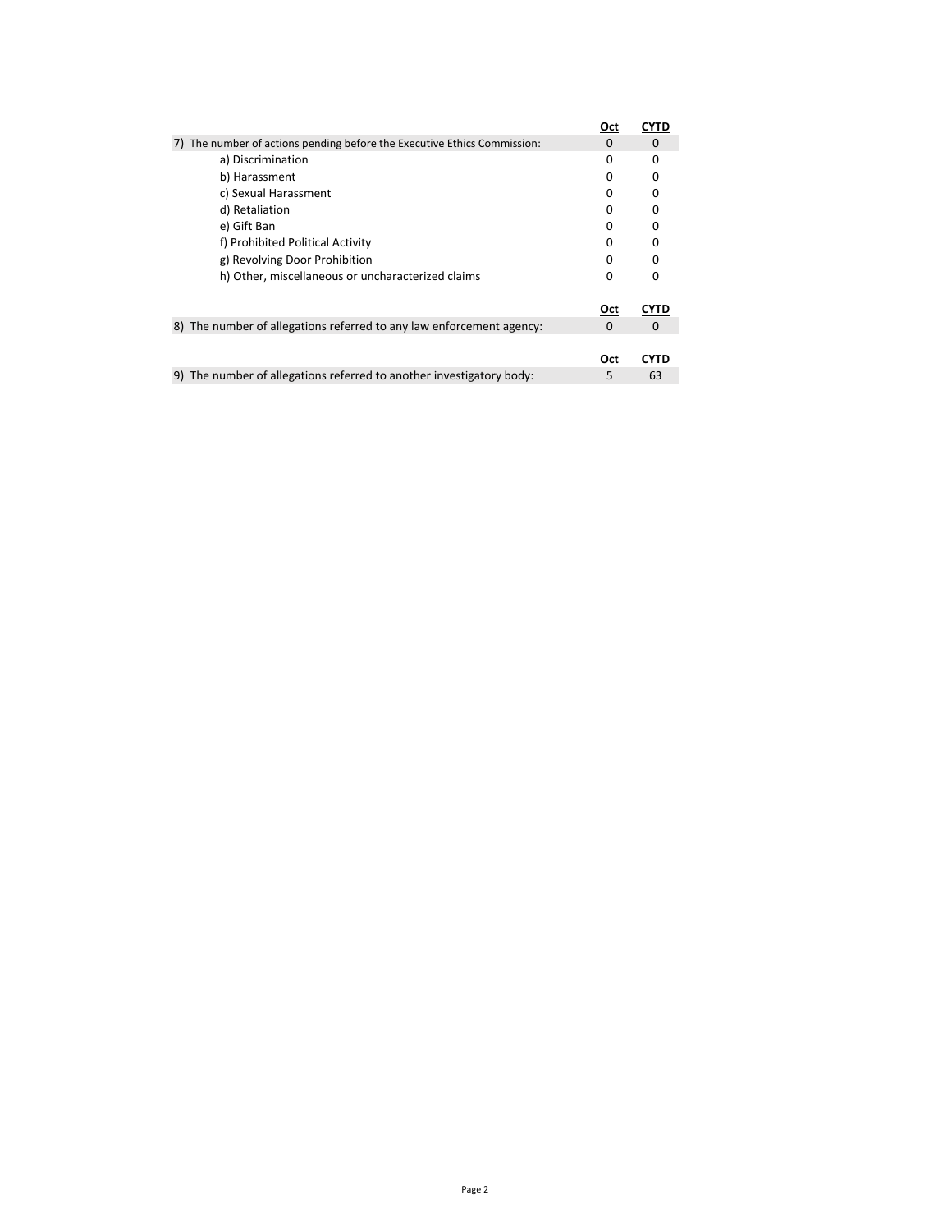| | Oct | CYTD |
|---|---|---|
| 7) The number of actions pending before the Executive Ethics Commission: | 0 | 0 |
| a) Discrimination | 0 | 0 |
| b) Harassment | 0 | 0 |
| c) Sexual Harassment | 0 | 0 |
| d) Retaliation | 0 | 0 |
| e) Gift Ban | 0 | 0 |
| f) Prohibited Political Activity | 0 | 0 |
| g) Revolving Door Prohibition | 0 | 0 |
| h) Other, miscellaneous or uncharacterized claims | 0 | 0 |

| | Oct | CYTD |
|---|---|---|
| 8) The number of allegations referred to any law enforcement agency: | 0 | 0 |

| | Oct | CYTD |
|---|---|---|
| 9) The number of allegations referred to another investigatory body: | 5 | 63 |